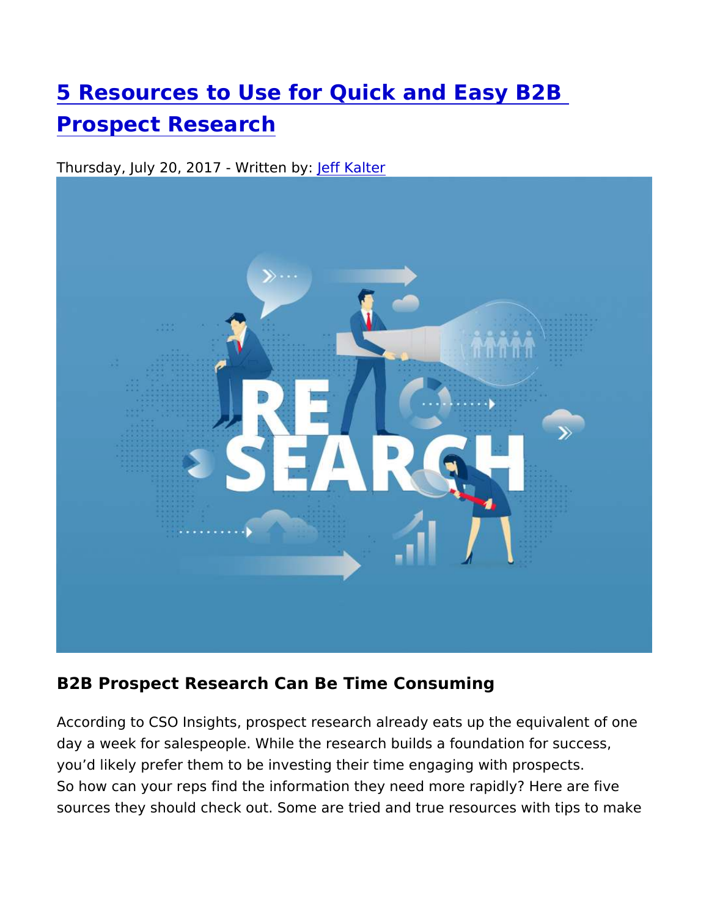# [5 Resources to Use for Quick and Easy B2B Prospect Research]

Thursday, July 20, 2017 - Written by: [Jeff Kalter]

## B2B Prospect Research Can Be Time Consuming

According to CSO Insights, prospect research already eats up the equivalent of one day a week for salespeople. While the research builds a foundation for success, you'd likely prefer them to be investing their time engaging with prospects. So how can your reps find the information they need more rapidly? Here are five sources they should check out. Some are tried and true resources with tips to make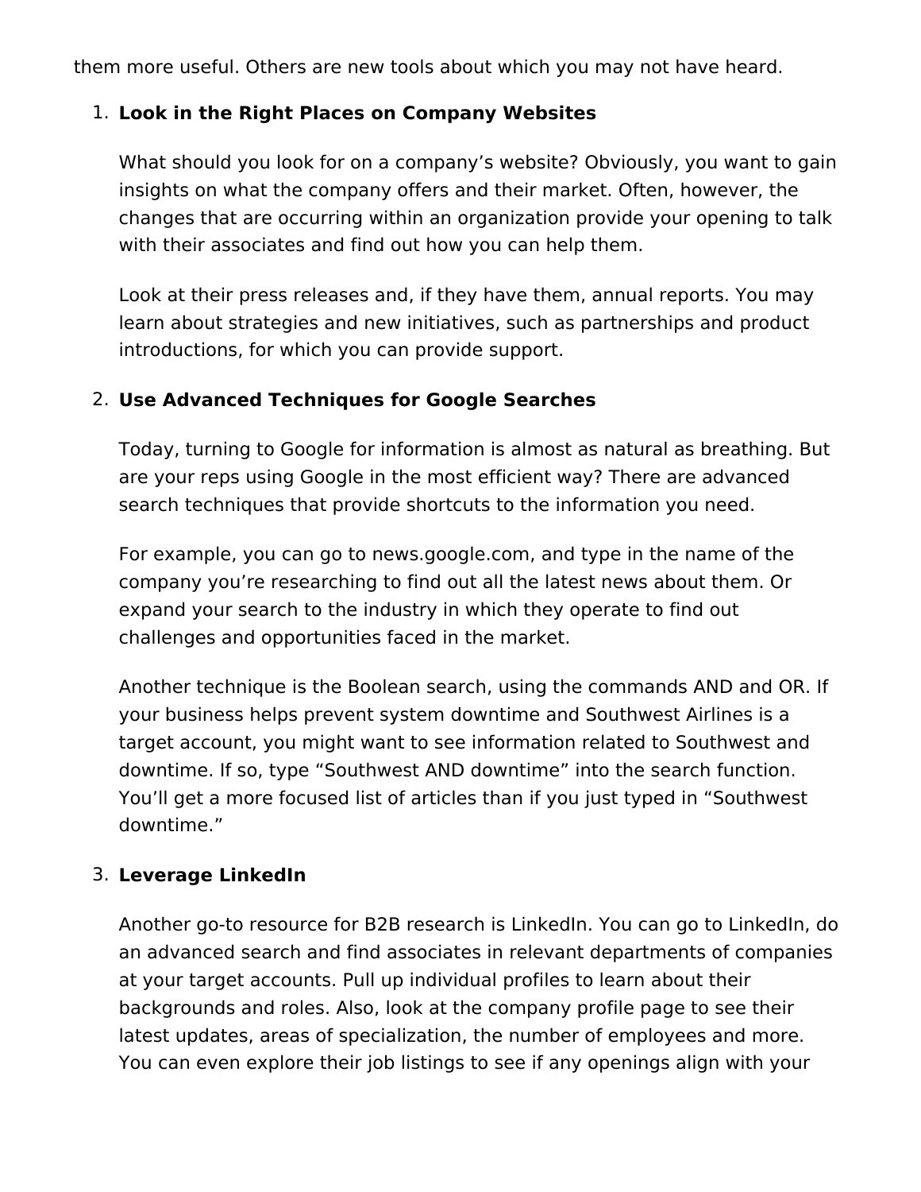them more useful. Others are new tools about which you may not have heard.

1. **Look in the Right Places on Company Websites**

   What should you look for on a company's website? Obviously, you want to gain insights on what the company offers and their market. Often, however, the changes that are occurring within an organization provide your opening to talk with their associates and find out how you can help them.

   Look at their press releases and, if they have them, annual reports. You may learn about strategies and new initiatives, such as partnerships and product introductions, for which you can provide support.

2. **Use Advanced Techniques for Google Searches**

   Today, turning to Google for information is almost as natural as breathing. But are your reps using Google in the most efficient way? There are advanced search techniques that provide shortcuts to the information you need.

   For example, you can go to news.google.com, and type in the name of the company you're researching to find out all the latest news about them. Or expand your search to the industry in which they operate to find out challenges and opportunities faced in the market.

   Another technique is the Boolean search, using the commands AND and OR. If your business helps prevent system downtime and Southwest Airlines is a target account, you might want to see information related to Southwest and downtime. If so, type "Southwest AND downtime" into the search function. You'll get a more focused list of articles than if you just typed in "Southwest downtime."

3. **Leverage LinkedIn**

   Another go-to resource for B2B research is LinkedIn. You can go to LinkedIn, do an advanced search and find associates in relevant departments of companies at your target accounts. Pull up individual profiles to learn about their backgrounds and roles. Also, look at the company profile page to see their latest updates, areas of specialization, the number of employees and more. You can even explore their job listings to see if any openings align with your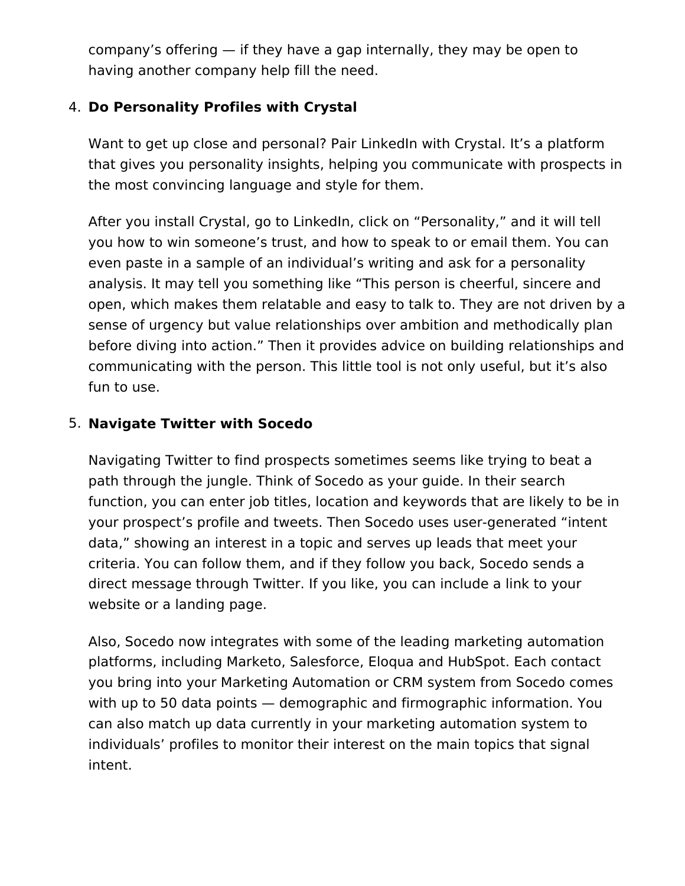company’s offering — if they have a gap internally, they may be open to having another company help fill the need.

4. **Do Personality Profiles with Crystal**

   Want to get up close and personal? Pair LinkedIn with Crystal. It’s a platform that gives you personality insights, helping you communicate with prospects in the most convincing language and style for them.

   After you install Crystal, go to LinkedIn, click on “Personality,” and it will tell you how to win someone’s trust, and how to speak to or email them. You can even paste in a sample of an individual’s writing and ask for a personality analysis. It may tell you something like “This person is cheerful, sincere and open, which makes them relatable and easy to talk to. They are not driven by a sense of urgency but value relationships over ambition and methodically plan before diving into action.” Then it provides advice on building relationships and communicating with the person. This little tool is not only useful, but it’s also fun to use.

5. **Navigate Twitter with Socedo**

   Navigating Twitter to find prospects sometimes seems like trying to beat a path through the jungle. Think of Socedo as your guide. In their search function, you can enter job titles, location and keywords that are likely to be in your prospect’s profile and tweets. Then Socedo uses user-generated “intent data,” showing an interest in a topic and serves up leads that meet your criteria. You can follow them, and if they follow you back, Socedo sends a direct message through Twitter. If you like, you can include a link to your website or a landing page.

   Also, Socedo now integrates with some of the leading marketing automation platforms, including Marketo, Salesforce, Eloqua and HubSpot. Each contact you bring into your Marketing Automation or CRM system from Socedo comes with up to 50 data points — demographic and firmographic information. You can also match up data currently in your marketing automation system to individuals’ profiles to monitor their interest on the main topics that signal intent.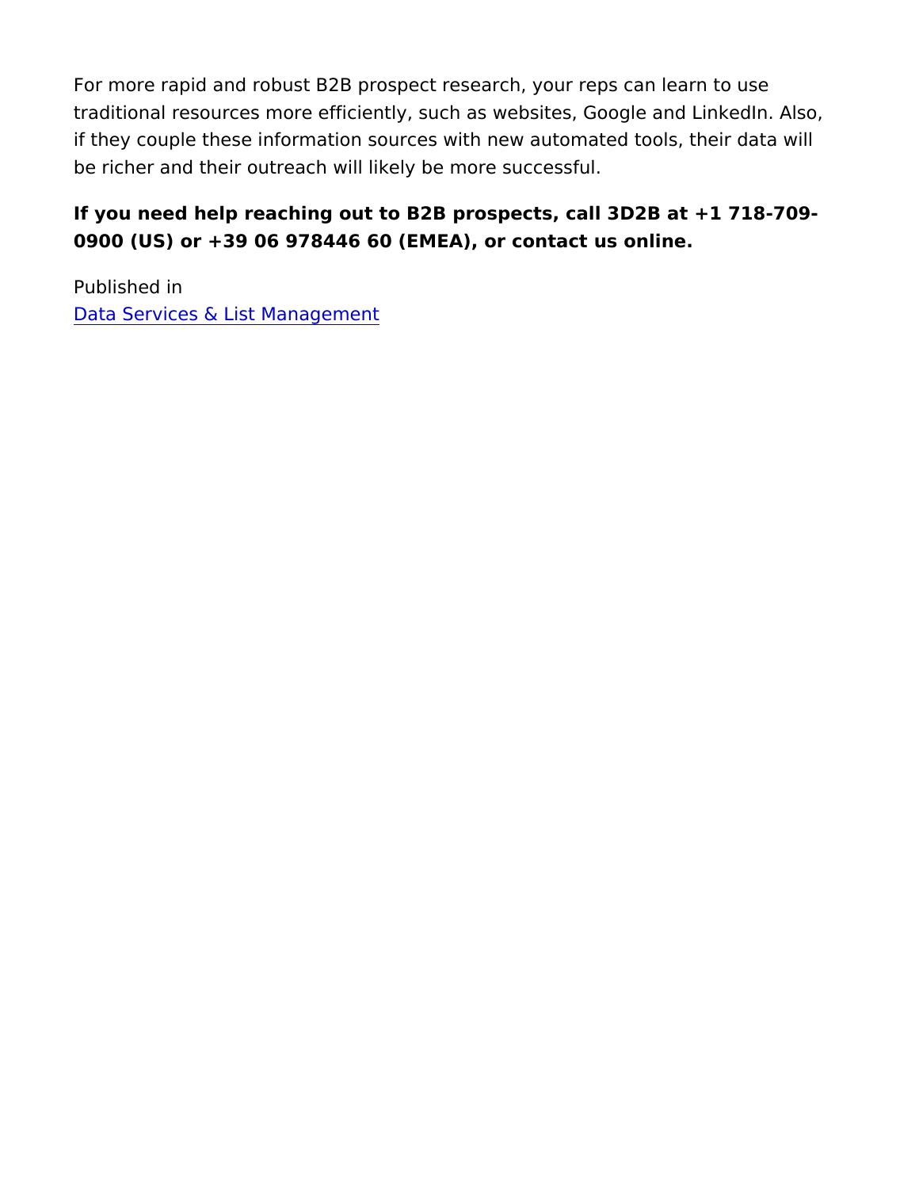For more rapid and robust B2B prospect research, your reps can learn to use traditional resources more efficiently, such as websites, Google and LinkedIn. Also, if they couple these information sources with new automated tools, their data will be richer and their outreach will likely be more successful.

**If you need help reaching out to B2B prospects, call 3D2B at +1 718-709-0900 (US) or +39 06 978446 60 (EMEA), or contact us online.**

Published in
Data Services & List Management